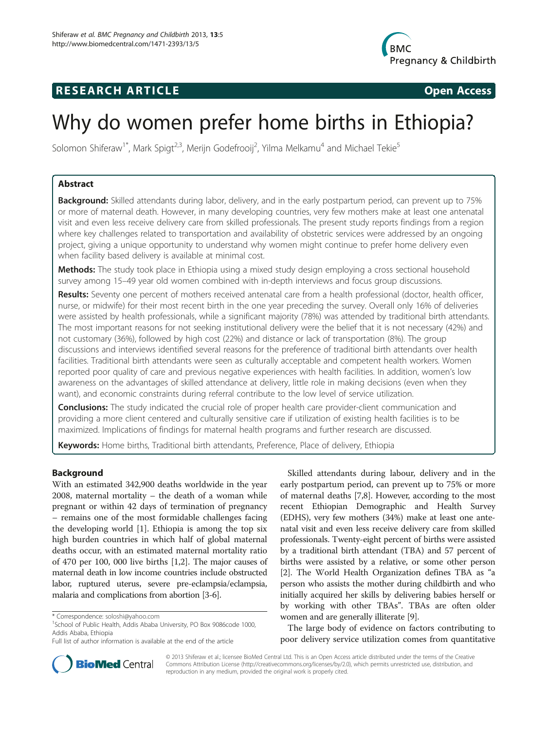**RESEARCH ARTICLE** **Open Access**

# Why do women prefer home births in Ethiopia?

Solomon Shiferaw[1*], Mark Spigt[2,3], Merijn Godefrooij[2], Yilma Melkamu[4] and Michael Tekie[5]

## Abstract

**Background:** Skilled attendants during labor, delivery, and in the early postpartum period, can prevent up to 75% or more of maternal death. However, in many developing countries, very few mothers make at least one antenatal visit and even less receive delivery care from skilled professionals. The present study reports findings from a region where key challenges related to transportation and availability of obstetric services were addressed by an ongoing project, giving a unique opportunity to understand why women might continue to prefer home delivery even when facility based delivery is available at minimal cost.

**Methods:** The study took place in Ethiopia using a mixed study design employing a cross sectional household survey among 15–49 year old women combined with in-depth interviews and focus group discussions.

**Results:** Seventy one percent of mothers received antenatal care from a health professional (doctor, health officer, nurse, or midwife) for their most recent birth in the one year preceding the survey. Overall only 16% of deliveries were assisted by health professionals, while a significant majority (78%) was attended by traditional birth attendants. The most important reasons for not seeking institutional delivery were the belief that it is not necessary (42%) and not customary (36%), followed by high cost (22%) and distance or lack of transportation (8%). The group discussions and interviews identified several reasons for the preference of traditional birth attendants over health facilities. Traditional birth attendants were seen as culturally acceptable and competent health workers. Women reported poor quality of care and previous negative experiences with health facilities. In addition, women's low awareness on the advantages of skilled attendance at delivery, little role in making decisions (even when they want), and economic constraints during referral contribute to the low level of service utilization.

**Conclusions:** The study indicated the crucial role of proper health care provider-client communication and providing a more client centered and culturally sensitive care if utilization of existing health facilities is to be maximized. Implications of findings for maternal health programs and further research are discussed.

**Keywords:** Home births, Traditional birth attendants, Preference, Place of delivery, Ethiopia

## Background

With an estimated 342,900 deaths worldwide in the year 2008, maternal mortality – the death of a woman while pregnant or within 42 days of termination of pregnancy – remains one of the most formidable challenges facing the developing world [1]. Ethiopia is among the top six high burden countries in which half of global maternal deaths occur, with an estimated maternal mortality ratio of 470 per 100, 000 live births [1,2]. The major causes of maternal death in low income countries include obstructed labor, ruptured uterus, severe pre-eclampsia/eclampsia, malaria and complications from abortion [3-6].

Skilled attendants during labour, delivery and in the early postpartum period, can prevent up to 75% or more of maternal deaths [7,8]. However, according to the most recent Ethiopian Demographic and Health Survey (EDHS), very few mothers (34%) make at least one antenatal visit and even less receive delivery care from skilled professionals. Twenty-eight percent of births were assisted by a traditional birth attendant (TBA) and 57 percent of births were assisted by a relative, or some other person [2]. The World Health Organization defines TBA as "a person who assists the mother during childbirth and who initially acquired her skills by delivering babies herself or by working with other TBAs". TBAs are often older women and are generally illiterate [9].

The large body of evidence on factors contributing to poor delivery service utilization comes from quantitative

\* Correspondence: soloshi@yahoo.com
[1]School of Public Health, Addis Ababa University, PO Box 9086code 1000, Addis Ababa, Ethiopia
Full list of author information is available at the end of the article

© 2013 Shiferaw et al.; licensee BioMed Central Ltd. This is an Open Access article distributed under the terms of the Creative Commons Attribution License (http://creativecommons.org/licenses/by/2.0), which permits unrestricted use, distribution, and reproduction in any medium, provided the original work is properly cited.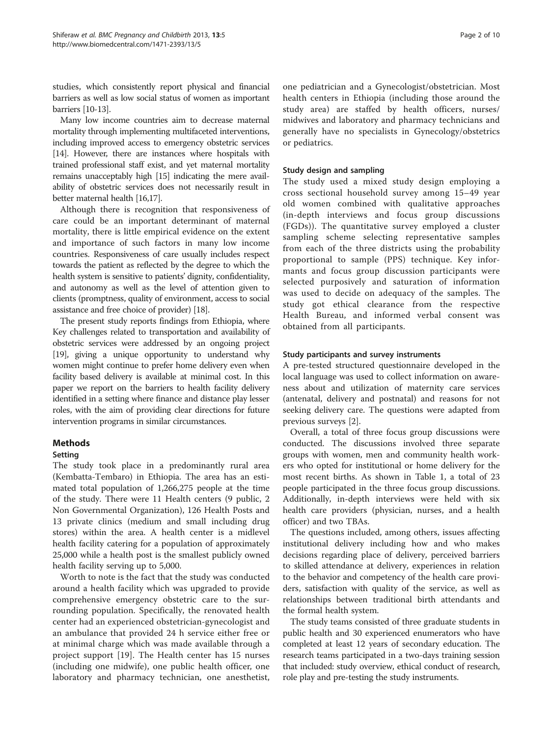studies, which consistently report physical and financial barriers as well as low social status of women as important barriers [10-13].

Many low income countries aim to decrease maternal mortality through implementing multifaceted interventions, including improved access to emergency obstetric services [14]. However, there are instances where hospitals with trained professional staff exist, and yet maternal mortality remains unacceptably high [15] indicating the mere availability of obstetric services does not necessarily result in better maternal health [16,17].

Although there is recognition that responsiveness of care could be an important determinant of maternal mortality, there is little empirical evidence on the extent and importance of such factors in many low income countries. Responsiveness of care usually includes respect towards the patient as reflected by the degree to which the health system is sensitive to patients' dignity, confidentiality, and autonomy as well as the level of attention given to clients (promptness, quality of environment, access to social assistance and free choice of provider) [18].

The present study reports findings from Ethiopia, where Key challenges related to transportation and availability of obstetric services were addressed by an ongoing project [19], giving a unique opportunity to understand why women might continue to prefer home delivery even when facility based delivery is available at minimal cost. In this paper we report on the barriers to health facility delivery identified in a setting where finance and distance play lesser roles, with the aim of providing clear directions for future intervention programs in similar circumstances.

## Methods

### Setting

The study took place in a predominantly rural area (Kembatta-Tembaro) in Ethiopia. The area has an estimated total population of 1,266,275 people at the time of the study. There were 11 Health centers (9 public, 2 Non Governmental Organization), 126 Health Posts and 13 private clinics (medium and small including drug stores) within the area. A health center is a midlevel health facility catering for a population of approximately 25,000 while a health post is the smallest publicly owned health facility serving up to 5,000.

Worth to note is the fact that the study was conducted around a health facility which was upgraded to provide comprehensive emergency obstetric care to the surrounding population. Specifically, the renovated health center had an experienced obstetrician-gynecologist and an ambulance that provided 24 h service either free or at minimal charge which was made available through a project support [19]. The Health center has 15 nurses (including one midwife), one public health officer, one laboratory and pharmacy technician, one anesthetist, one pediatrician and a Gynecologist/obstetrician. Most health centers in Ethiopia (including those around the study area) are staffed by health officers, nurses/midwives and laboratory and pharmacy technicians and generally have no specialists in Gynecology/obstetrics or pediatrics.

### Study design and sampling

The study used a mixed study design employing a cross sectional household survey among 15–49 year old women combined with qualitative approaches (in-depth interviews and focus group discussions (FGDs)). The quantitative survey employed a cluster sampling scheme selecting representative samples from each of the three districts using the probability proportional to sample (PPS) technique. Key informants and focus group discussion participants were selected purposively and saturation of information was used to decide on adequacy of the samples. The study got ethical clearance from the respective Health Bureau, and informed verbal consent was obtained from all participants.

### Study participants and survey instruments

A pre-tested structured questionnaire developed in the local language was used to collect information on awareness about and utilization of maternity care services (antenatal, delivery and postnatal) and reasons for not seeking delivery care. The questions were adapted from previous surveys [2].

Overall, a total of three focus group discussions were conducted. The discussions involved three separate groups with women, men and community health workers who opted for institutional or home delivery for the most recent births. As shown in Table 1, a total of 23 people participated in the three focus group discussions. Additionally, in-depth interviews were held with six health care providers (physician, nurses, and a health officer) and two TBAs.

The questions included, among others, issues affecting institutional delivery including how and who makes decisions regarding place of delivery, perceived barriers to skilled attendance at delivery, experiences in relation to the behavior and competency of the health care providers, satisfaction with quality of the service, as well as relationships between traditional birth attendants and the formal health system.

The study teams consisted of three graduate students in public health and 30 experienced enumerators who have completed at least 12 years of secondary education. The research teams participated in a two-days training session that included: study overview, ethical conduct of research, role play and pre-testing the study instruments.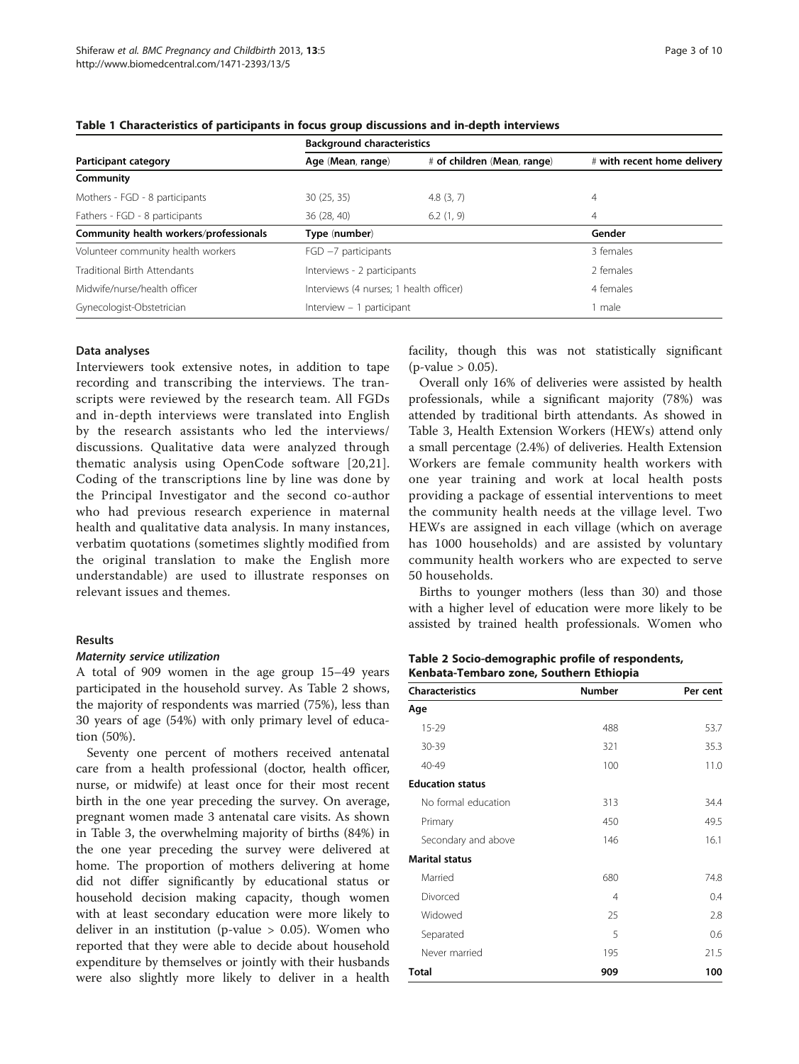**Table 1 Characteristics of participants in focus group discussions and in-depth interviews**

| | Background characteristics | | |
|---|---|---|---|
| **Participant category** | Age (Mean, range) | # of children (Mean, range) | # with recent home delivery |
| **Community** | | | |
| Mothers - FGD - 8 participants | 30 (25, 35) | 4.8 (3, 7) | 4 |
| Fathers - FGD - 8 participants | 36 (28, 40) | 6.2 (1, 9) | 4 |
| **Community health workers/professionals** | **Type (number)** | | **Gender** |
| Volunteer community health workers | FGD −7 participants | | 3 females |
| Traditional Birth Attendants | Interviews - 2 participants | | 2 females |
| Midwife/nurse/health officer | Interviews (4 nurses; 1 health officer) | | 4 females |
| Gynecologist-Obstetrician | Interview – 1 participant | | 1 male |

### Data analyses

Interviewers took extensive notes, in addition to tape recording and transcribing the interviews. The transcripts were reviewed by the research team. All FGDs and in-depth interviews were translated into English by the research assistants who led the interviews/discussions. Qualitative data were analyzed through thematic analysis using OpenCode software [20,21]. Coding of the transcriptions line by line was done by the Principal Investigator and the second co-author who had previous research experience in maternal health and qualitative data analysis. In many instances, verbatim quotations (sometimes slightly modified from the original translation to make the English more understandable) are used to illustrate responses on relevant issues and themes.

## Results

### *Maternity service utilization*

A total of 909 women in the age group 15–49 years participated in the household survey. As Table 2 shows, the majority of respondents was married (75%), less than 30 years of age (54%) with only primary level of education (50%).

Seventy one percent of mothers received antenatal care from a health professional (doctor, health officer, nurse, or midwife) at least once for their most recent birth in the one year preceding the survey. On average, pregnant women made 3 antenatal care visits. As shown in Table 3, the overwhelming majority of births (84%) in the one year preceding the survey were delivered at home. The proportion of mothers delivering at home did not differ significantly by educational status or household decision making capacity, though women with at least secondary education were more likely to deliver in an institution ($p$-value $> 0.05$). Women who reported that they were able to decide about household expenditure by themselves or jointly with their husbands were also slightly more likely to deliver in a health facility, though this was not statistically significant ($p$-value $> 0.05$).

Overall only 16% of deliveries were assisted by health professionals, while a significant majority (78%) was attended by traditional birth attendants. As showed in Table 3, Health Extension Workers (HEWs) attend only a small percentage (2.4%) of deliveries. Health Extension Workers are female community health workers with one year training and work at local health posts providing a package of essential interventions to meet the community health needs at the village level. Two HEWs are assigned in each village (which on average has 1000 households) and are assisted by voluntary community health workers who are expected to serve 50 households.

Births to younger mothers (less than 30) and those with a higher level of education were more likely to be assisted by trained health professionals. Women who

**Table 2 Socio-demographic profile of respondents, Kenbata-Tembaro zone, Southern Ethiopia**

| Characteristics | Number | Per cent |
|---|---|---|
| **Age** | | |
| 15-29 | 488 | 53.7 |
| 30-39 | 321 | 35.3 |
| 40-49 | 100 | 11.0 |
| **Education status** | | |
| No formal education | 313 | 34.4 |
| Primary | 450 | 49.5 |
| Secondary and above | 146 | 16.1 |
| **Marital status** | | |
| Married | 680 | 74.8 |
| Divorced | 4 | 0.4 |
| Widowed | 25 | 2.8 |
| Separated | 5 | 0.6 |
| Never married | 195 | 21.5 |
| **Total** | **909** | **100** |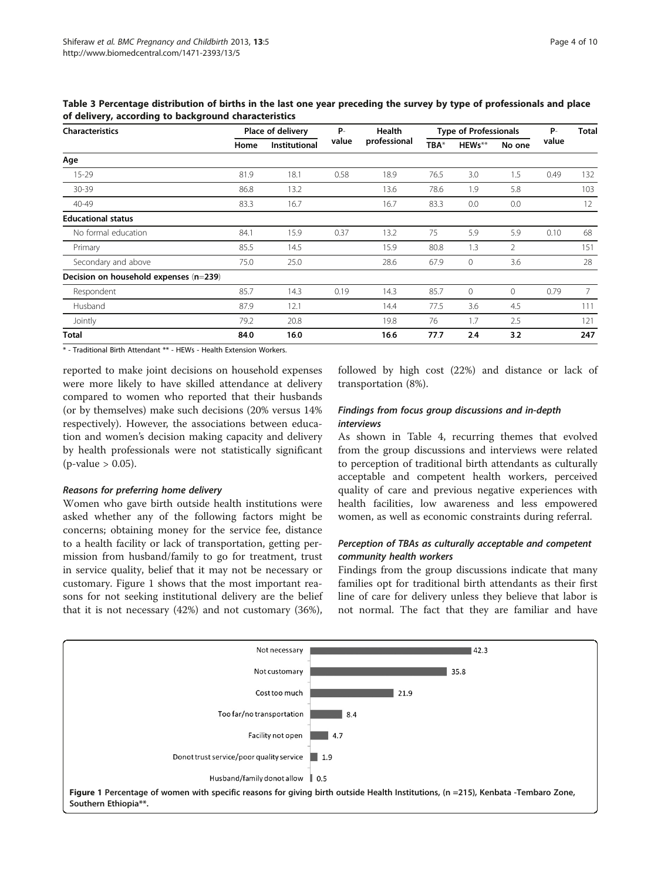**Table 3 Percentage distribution of births in the last one year preceding the survey by type of professionals and place of delivery, according to background characteristics**

| Characteristics | Place of delivery | | P-value | Health professional | Type of Professionals | | | P-value | Total |
|---|---|---|---|---|---|---|---|---|---|
| | Home | Institutional | | | TBA* | HEWs** | No one | | |
| **Age** | | | | | | | | | |
| 15-29 | 81.9 | 18.1 | 0.58 | 18.9 | 76.5 | 3.0 | 1.5 | 0.49 | 132 |
| 30-39 | 86.8 | 13.2 | | 13.6 | 78.6 | 1.9 | 5.8 | | 103 |
| 40-49 | 83.3 | 16.7 | | 16.7 | 83.3 | 0.0 | 0.0 | | 12 |
| **Educational status** | | | | | | | | | |
| No formal education | 84.1 | 15.9 | 0.37 | 13.2 | 75 | 5.9 | 5.9 | 0.10 | 68 |
| Primary | 85.5 | 14.5 | | 15.9 | 80.8 | 1.3 | 2 | | 151 |
| Secondary and above | 75.0 | 25.0 | | 28.6 | 67.9 | 0 | 3.6 | | 28 |
| **Decision on household expenses (n=239)** | | | | | | | | | |
| Respondent | 85.7 | 14.3 | 0.19 | 14.3 | 85.7 | 0 | 0 | 0.79 | 7 |
| Husband | 87.9 | 12.1 | | 14.4 | 77.5 | 3.6 | 4.5 | | 111 |
| Jointly | 79.2 | 20.8 | | 19.8 | 76 | 1.7 | 2.5 | | 121 |
| **Total** | **84.0** | **16.0** | | **16.6** | **77.7** | **2.4** | **3.2** | | **247** |

\* - Traditional Birth Attendant ** - HEWs - Health Extension Workers.

reported to make joint decisions on household expenses were more likely to have skilled attendance at delivery compared to women who reported that their husbands (or by themselves) make such decisions (20% versus 14% respectively). However, the associations between education and women's decision making capacity and delivery by health professionals were not statistically significant (p-value > 0.05).

#### *Reasons for preferring home delivery*

Women who gave birth outside health institutions were asked whether any of the following factors might be concerns; obtaining money for the service fee, distance to a health facility or lack of transportation, getting permission from husband/family to go for treatment, trust in service quality, belief that it may not be necessary or customary. Figure 1 shows that the most important reasons for not seeking institutional delivery are the belief that it is not necessary (42%) and not customary (36%), followed by high cost (22%) and distance or lack of transportation (8%).

#### *Findings from focus group discussions and in-depth interviews*

As shown in Table 4, recurring themes that evolved from the group discussions and interviews were related to perception of traditional birth attendants as culturally acceptable and competent health workers, perceived quality of care and previous negative experiences with health facilities, low awareness and less empowered women, as well as economic constraints during referral.

#### *Perception of TBAs as culturally acceptable and competent community health workers*

Findings from the group discussions indicate that many families opt for traditional birth attendants as their first line of care for delivery unless they believe that labor is not normal. The fact that they are familiar and have

| Reason | % |
|---|---|
| Not necessary | 42.3 |
| Not customary | 35.8 |
| Cost too much | 21.9 |
| Too far/no transportation | 8.4 |
| Facility not open | 4.7 |
| Donot trust service/poor quality service | 1.9 |
| Husband/family donot allow | 0.5 |

**Figure 1 Percentage of women with specific reasons for giving birth outside Health Institutions, (n =215), Kenbata -Tembaro Zone, Southern Ethiopia\*\*.**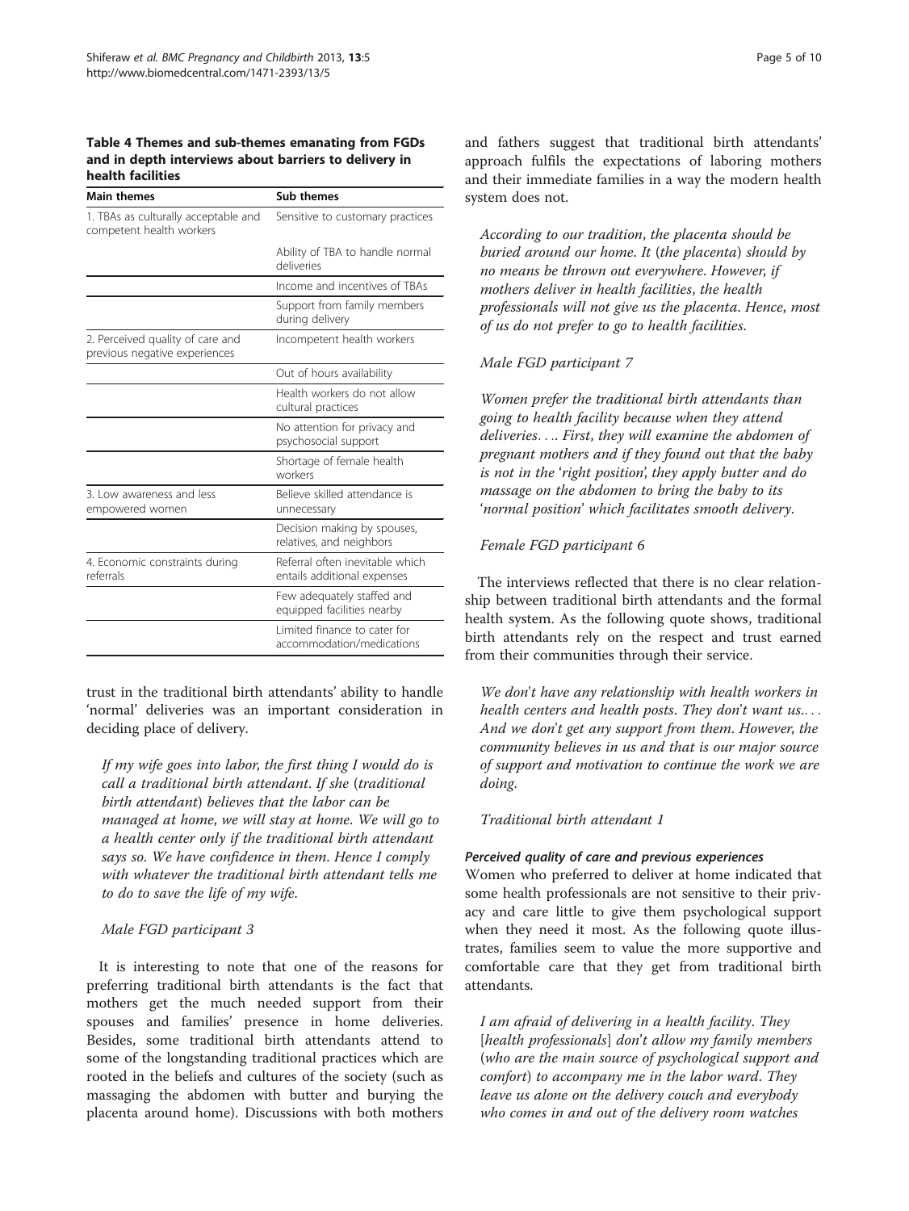**Table 4 Themes and sub-themes emanating from FGDs and in depth interviews about barriers to delivery in health facilities**

| Main themes | Sub themes |
| --- | --- |
| 1. TBAs as culturally acceptable and competent health workers | Sensitive to customary practices |
| | Ability of TBA to handle normal deliveries |
| | Income and incentives of TBAs |
| | Support from family members during delivery |
| 2. Perceived quality of care and previous negative experiences | Incompetent health workers |
| | Out of hours availability |
| | Health workers do not allow cultural practices |
| | No attention for privacy and psychosocial support |
| | Shortage of female health workers |
| 3. Low awareness and less empowered women | Believe skilled attendance is unnecessary |
| | Decision making by spouses, relatives, and neighbors |
| 4. Economic constraints during referrals | Referral often inevitable which entails additional expenses |
| | Few adequately staffed and equipped facilities nearby |
| | Limited finance to cater for accommodation/medications |

trust in the traditional birth attendants' ability to handle 'normal' deliveries was an important consideration in deciding place of delivery.

> *If my wife goes into labor, the first thing I would do is call a traditional birth attendant. If she (traditional birth attendant) believes that the labor can be managed at home, we will stay at home. We will go to a health center only if the traditional birth attendant says so. We have confidence in them. Hence I comply with whatever the traditional birth attendant tells me to do to save the life of my wife.*
>
> *Male FGD participant 3*

It is interesting to note that one of the reasons for preferring traditional birth attendants is the fact that mothers get the much needed support from their spouses and families' presence in home deliveries. Besides, some traditional birth attendants attend to some of the longstanding traditional practices which are rooted in the beliefs and cultures of the society (such as massaging the abdomen with butter and burying the placenta around home). Discussions with both mothers and fathers suggest that traditional birth attendants' approach fulfils the expectations of laboring mothers and their immediate families in a way the modern health system does not.

> *According to our tradition, the placenta should be buried around our home. It (the placenta) should by no means be thrown out everywhere. However, if mothers deliver in health facilities, the health professionals will not give us the placenta. Hence, most of us do not prefer to go to health facilities.*
>
> *Male FGD participant 7*

> *Women prefer the traditional birth attendants than going to health facility because when they attend deliveries.... First, they will examine the abdomen of pregnant mothers and if they found out that the baby is not in the 'right position', they apply butter and do massage on the abdomen to bring the baby to its 'normal position' which facilitates smooth delivery.*
>
> *Female FGD participant 6*

The interviews reflected that there is no clear relationship between traditional birth attendants and the formal health system. As the following quote shows, traditional birth attendants rely on the respect and trust earned from their communities through their service.

> *We don't have any relationship with health workers in health centers and health posts. They don't want us..... And we don't get any support from them. However, the community believes in us and that is our major source of support and motivation to continue the work we are doing.*
>
> *Traditional birth attendant 1*

#### *Perceived quality of care and previous experiences*

Women who preferred to deliver at home indicated that some health professionals are not sensitive to their privacy and care little to give them psychological support when they need it most. As the following quote illustrates, families seem to value the more supportive and comfortable care that they get from traditional birth attendants.

> *I am afraid of delivering in a health facility. They [health professionals] don't allow my family members (who are the main source of psychological support and comfort) to accompany me in the labor ward. They leave us alone on the delivery couch and everybody who comes in and out of the delivery room watches*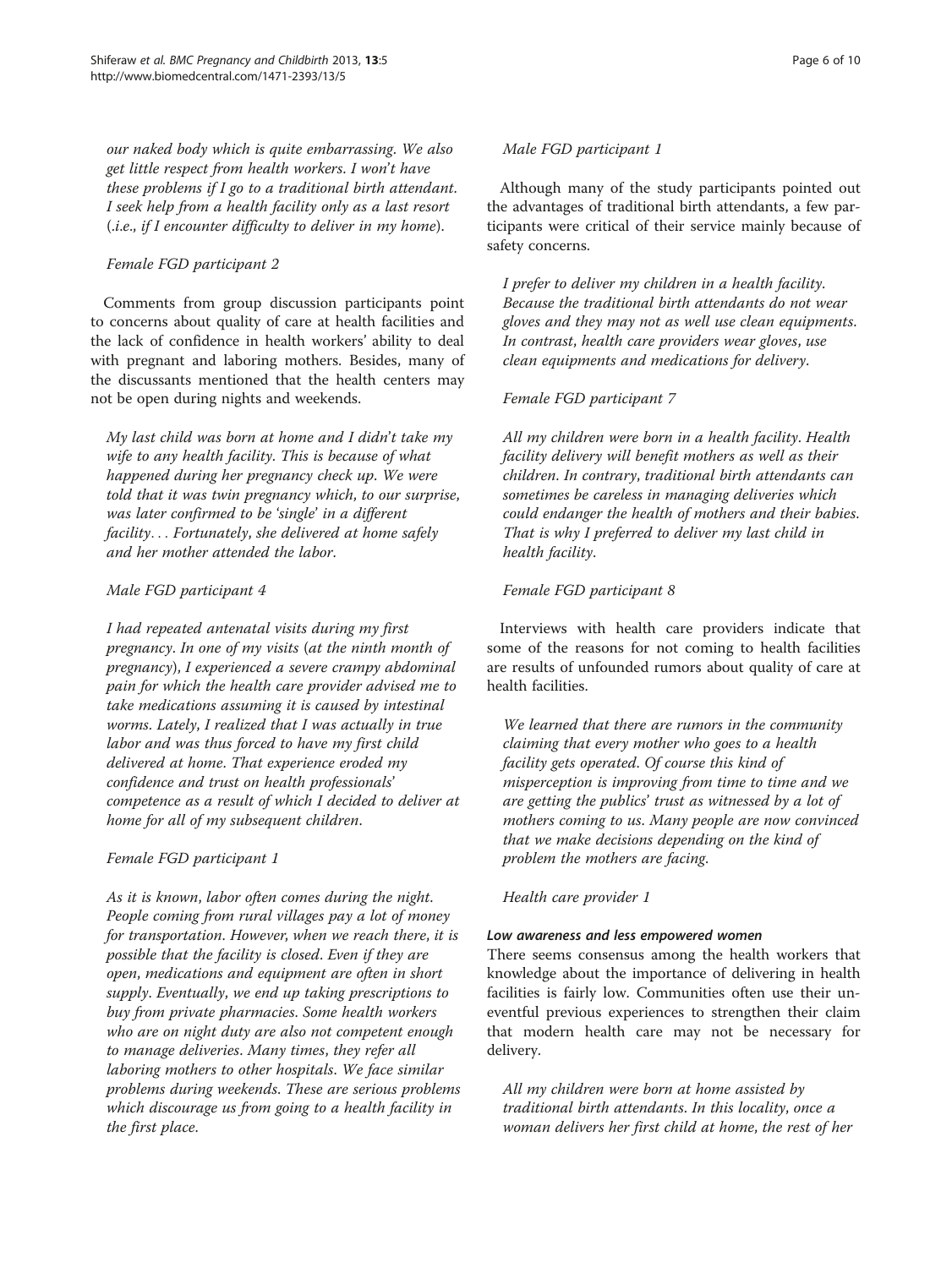*our naked body which is quite embarrassing. We also get little respect from health workers. I won't have these problems if I go to a traditional birth attendant. I seek help from a health facility only as a last resort (.i.e., if I encounter difficulty to deliver in my home).*

*Female FGD participant 2*

Comments from group discussion participants point to concerns about quality of care at health facilities and the lack of confidence in health workers' ability to deal with pregnant and laboring mothers. Besides, many of the discussants mentioned that the health centers may not be open during nights and weekends.

*My last child was born at home and I didn't take my wife to any health facility. This is because of what happened during her pregnancy check up. We were told that it was twin pregnancy which, to our surprise, was later confirmed to be 'single' in a different facility… Fortunately, she delivered at home safely and her mother attended the labor.*

*Male FGD participant 4*

*I had repeated antenatal visits during my first pregnancy. In one of my visits (at the ninth month of pregnancy), I experienced a severe crampy abdominal pain for which the health care provider advised me to take medications assuming it is caused by intestinal worms. Lately, I realized that I was actually in true labor and was thus forced to have my first child delivered at home. That experience eroded my confidence and trust on health professionals' competence as a result of which I decided to deliver at home for all of my subsequent children.*

*Female FGD participant 1*

*As it is known, labor often comes during the night. People coming from rural villages pay a lot of money for transportation. However, when we reach there, it is possible that the facility is closed. Even if they are open, medications and equipment are often in short supply. Eventually, we end up taking prescriptions to buy from private pharmacies. Some health workers who are on night duty are also not competent enough to manage deliveries. Many times, they refer all laboring mothers to other hospitals. We face similar problems during weekends. These are serious problems which discourage us from going to a health facility in the first place.*

*Male FGD participant 1*

Although many of the study participants pointed out the advantages of traditional birth attendants, a few participants were critical of their service mainly because of safety concerns.

*I prefer to deliver my children in a health facility. Because the traditional birth attendants do not wear gloves and they may not as well use clean equipments. In contrast, health care providers wear gloves, use clean equipments and medications for delivery.*

*Female FGD participant 7*

*All my children were born in a health facility. Health facility delivery will benefit mothers as well as their children. In contrary, traditional birth attendants can sometimes be careless in managing deliveries which could endanger the health of mothers and their babies. That is why I preferred to deliver my last child in health facility.*

*Female FGD participant 8*

Interviews with health care providers indicate that some of the reasons for not coming to health facilities are results of unfounded rumors about quality of care at health facilities.

*We learned that there are rumors in the community claiming that every mother who goes to a health facility gets operated. Of course this kind of misperception is improving from time to time and we are getting the publics' trust as witnessed by a lot of mothers coming to us. Many people are now convinced that we make decisions depending on the kind of problem the mothers are facing.*

*Health care provider 1*

#### Low awareness and less empowered women

There seems consensus among the health workers that knowledge about the importance of delivering in health facilities is fairly low. Communities often use their uneventful previous experiences to strengthen their claim that modern health care may not be necessary for delivery.

*All my children were born at home assisted by traditional birth attendants. In this locality, once a woman delivers her first child at home, the rest of her*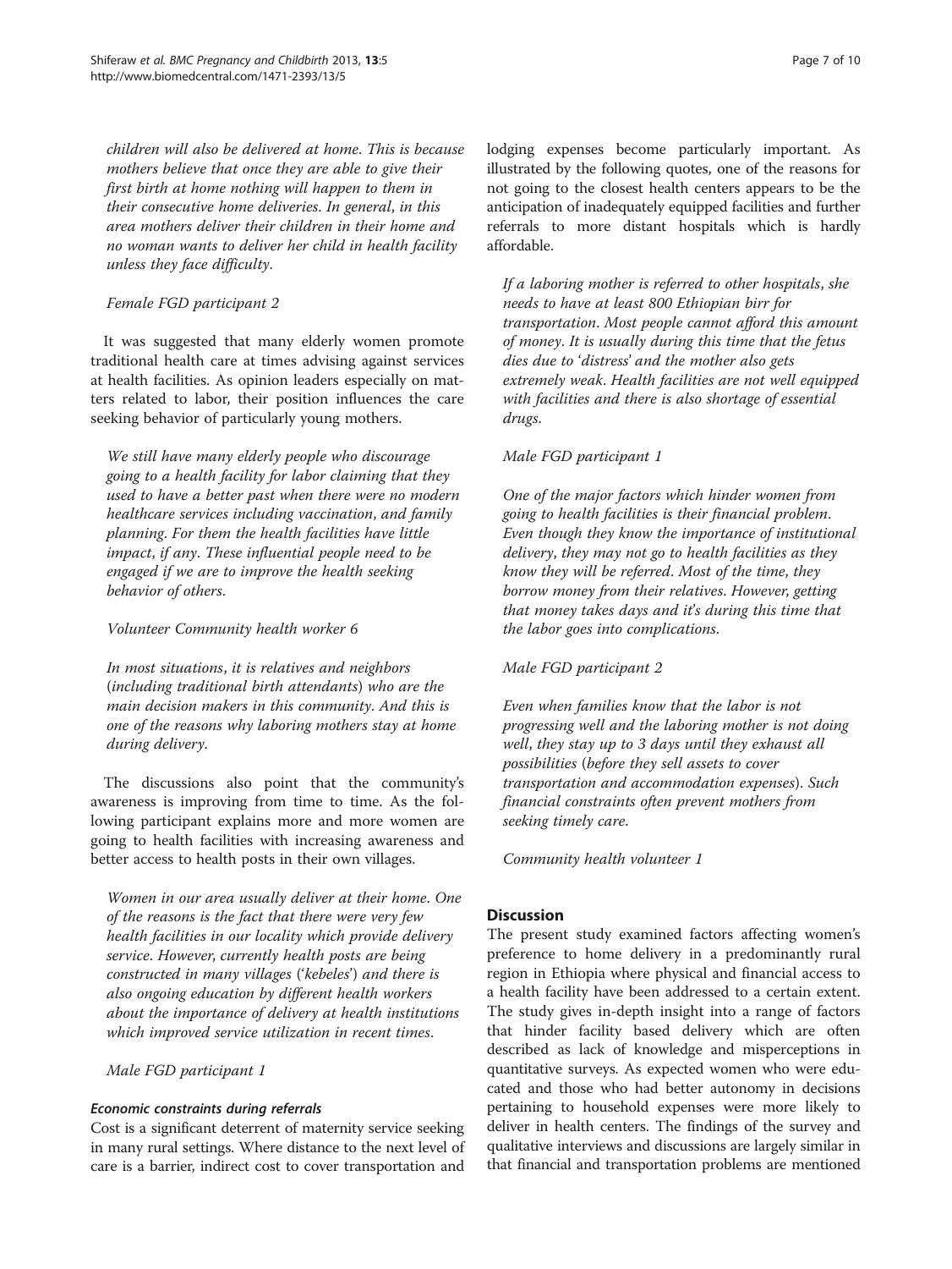*children will also be delivered at home. This is because mothers believe that once they are able to give their first birth at home nothing will happen to them in their consecutive home deliveries. In general, in this area mothers deliver their children in their home and no woman wants to deliver her child in health facility unless they face difficulty.*

*Female FGD participant 2*

It was suggested that many elderly women promote traditional health care at times advising against services at health facilities. As opinion leaders especially on matters related to labor, their position influences the care seeking behavior of particularly young mothers.

*We still have many elderly people who discourage going to a health facility for labor claiming that they used to have a better past when there were no modern healthcare services including vaccination, and family planning. For them the health facilities have little impact, if any. These influential people need to be engaged if we are to improve the health seeking behavior of others.*

*Volunteer Community health worker 6*

*In most situations, it is relatives and neighbors (including traditional birth attendants) who are the main decision makers in this community. And this is one of the reasons why laboring mothers stay at home during delivery.*

The discussions also point that the community's awareness is improving from time to time. As the following participant explains more and more women are going to health facilities with increasing awareness and better access to health posts in their own villages.

*Women in our area usually deliver at their home. One of the reasons is the fact that there were very few health facilities in our locality which provide delivery service. However, currently health posts are being constructed in many villages ('kebeles') and there is also ongoing education by different health workers about the importance of delivery at health institutions which improved service utilization in recent times.*

*Male FGD participant 1*

#### Economic constraints during referrals

Cost is a significant deterrent of maternity service seeking in many rural settings. Where distance to the next level of care is a barrier, indirect cost to cover transportation and lodging expenses become particularly important. As illustrated by the following quotes, one of the reasons for not going to the closest health centers appears to be the anticipation of inadequately equipped facilities and further referrals to more distant hospitals which is hardly affordable.

*If a laboring mother is referred to other hospitals, she needs to have at least 800 Ethiopian birr for transportation. Most people cannot afford this amount of money. It is usually during this time that the fetus dies due to 'distress' and the mother also gets extremely weak. Health facilities are not well equipped with facilities and there is also shortage of essential drugs.*

*Male FGD participant 1*

*One of the major factors which hinder women from going to health facilities is their financial problem. Even though they know the importance of institutional delivery, they may not go to health facilities as they know they will be referred. Most of the time, they borrow money from their relatives. However, getting that money takes days and it's during this time that the labor goes into complications.*

*Male FGD participant 2*

*Even when families know that the labor is not progressing well and the laboring mother is not doing well, they stay up to 3 days until they exhaust all possibilities (before they sell assets to cover transportation and accommodation expenses). Such financial constraints often prevent mothers from seeking timely care.*

*Community health volunteer 1*

## Discussion

The present study examined factors affecting women's preference to home delivery in a predominantly rural region in Ethiopia where physical and financial access to a health facility have been addressed to a certain extent. The study gives in-depth insight into a range of factors that hinder facility based delivery which are often described as lack of knowledge and misperceptions in quantitative surveys. As expected women who were educated and those who had better autonomy in decisions pertaining to household expenses were more likely to deliver in health centers. The findings of the survey and qualitative interviews and discussions are largely similar in that financial and transportation problems are mentioned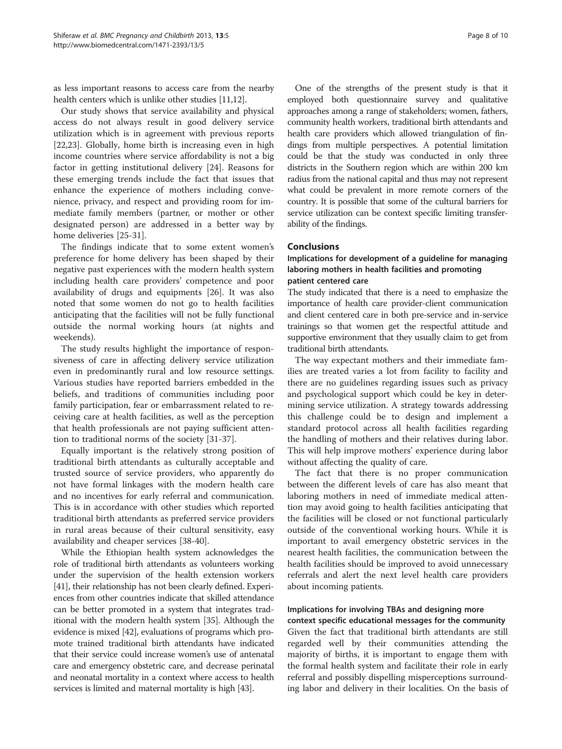as less important reasons to access care from the nearby health centers which is unlike other studies [11,12].

Our study shows that service availability and physical access do not always result in good delivery service utilization which is in agreement with previous reports [22,23]. Globally, home birth is increasing even in high income countries where service affordability is not a big factor in getting institutional delivery [24]. Reasons for these emerging trends include the fact that issues that enhance the experience of mothers including convenience, privacy, and respect and providing room for immediate family members (partner, or mother or other designated person) are addressed in a better way by home deliveries [25-31].

The findings indicate that to some extent women's preference for home delivery has been shaped by their negative past experiences with the modern health system including health care providers' competence and poor availability of drugs and equipments [26]. It was also noted that some women do not go to health facilities anticipating that the facilities will not be fully functional outside the normal working hours (at nights and weekends).

The study results highlight the importance of responsiveness of care in affecting delivery service utilization even in predominantly rural and low resource settings. Various studies have reported barriers embedded in the beliefs, and traditions of communities including poor family participation, fear or embarrassment related to receiving care at health facilities, as well as the perception that health professionals are not paying sufficient attention to traditional norms of the society [31-37].

Equally important is the relatively strong position of traditional birth attendants as culturally acceptable and trusted source of service providers, who apparently do not have formal linkages with the modern health care and no incentives for early referral and communication. This is in accordance with other studies which reported traditional birth attendants as preferred service providers in rural areas because of their cultural sensitivity, easy availability and cheaper services [38-40].

While the Ethiopian health system acknowledges the role of traditional birth attendants as volunteers working under the supervision of the health extension workers [41], their relationship has not been clearly defined. Experiences from other countries indicate that skilled attendance can be better promoted in a system that integrates traditional with the modern health system [35]. Although the evidence is mixed [42], evaluations of programs which promote trained traditional birth attendants have indicated that their service could increase women's use of antenatal care and emergency obstetric care, and decrease perinatal and neonatal mortality in a context where access to health services is limited and maternal mortality is high [43].

One of the strengths of the present study is that it employed both questionnaire survey and qualitative approaches among a range of stakeholders; women, fathers, community health workers, traditional birth attendants and health care providers which allowed triangulation of findings from multiple perspectives. A potential limitation could be that the study was conducted in only three districts in the Southern region which are within 200 km radius from the national capital and thus may not represent what could be prevalent in more remote corners of the country. It is possible that some of the cultural barriers for service utilization can be context specific limiting transferability of the findings.

## Conclusions

### Implications for development of a guideline for managing laboring mothers in health facilities and promoting patient centered care

The study indicated that there is a need to emphasize the importance of health care provider-client communication and client centered care in both pre-service and in-service trainings so that women get the respectful attitude and supportive environment that they usually claim to get from traditional birth attendants.

The way expectant mothers and their immediate families are treated varies a lot from facility to facility and there are no guidelines regarding issues such as privacy and psychological support which could be key in determining service utilization. A strategy towards addressing this challenge could be to design and implement a standard protocol across all health facilities regarding the handling of mothers and their relatives during labor. This will help improve mothers' experience during labor without affecting the quality of care.

The fact that there is no proper communication between the different levels of care has also meant that laboring mothers in need of immediate medical attention may avoid going to health facilities anticipating that the facilities will be closed or not functional particularly outside of the conventional working hours. While it is important to avail emergency obstetric services in the nearest health facilities, the communication between the health facilities should be improved to avoid unnecessary referrals and alert the next level health care providers about incoming patients.

### Implications for involving TBAs and designing more context specific educational messages for the community

Given the fact that traditional birth attendants are still regarded well by their communities attending the majority of births, it is important to engage them with the formal health system and facilitate their role in early referral and possibly dispelling misperceptions surrounding labor and delivery in their localities. On the basis of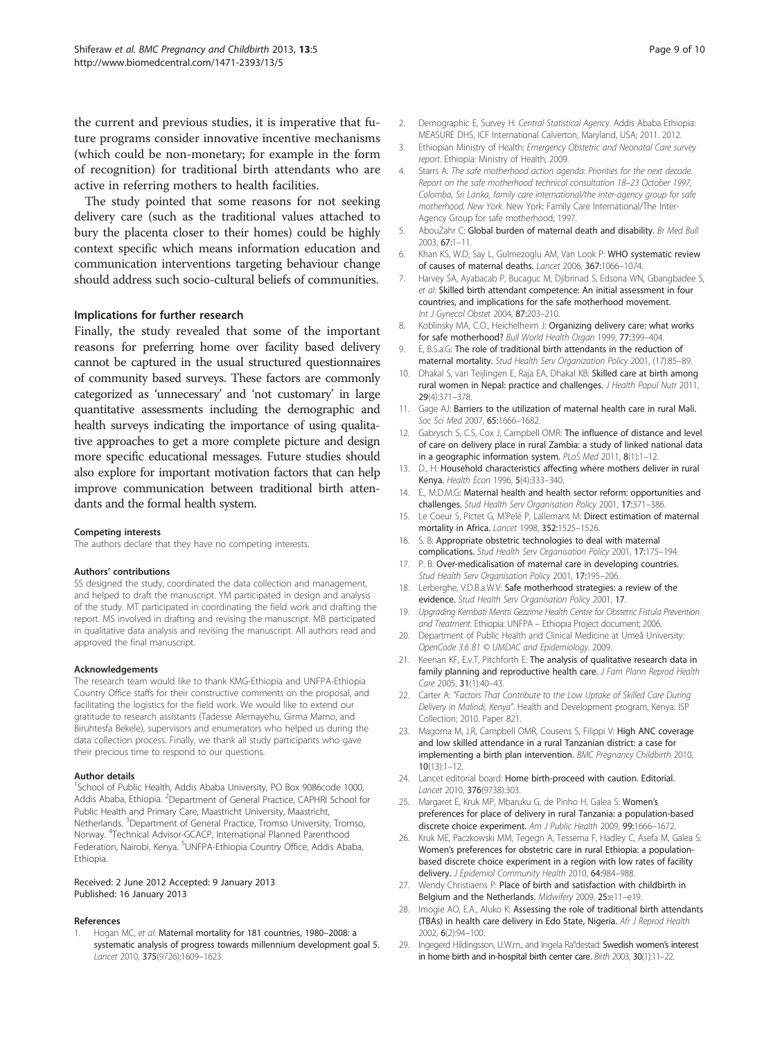the current and previous studies, it is imperative that future programs consider innovative incentive mechanisms (which could be non-monetary; for example in the form of recognition) for traditional birth attendants who are active in referring mothers to health facilities.

The study pointed that some reasons for not seeking delivery care (such as the traditional values attached to bury the placenta closer to their homes) could be highly context specific which means information education and communication interventions targeting behaviour change should address such socio-cultural beliefs of communities.

### Implications for further research

Finally, the study revealed that some of the important reasons for preferring home over facility based delivery cannot be captured in the usual structured questionnaires of community based surveys. These factors are commonly categorized as 'unnecessary' and 'not customary' in large quantitative assessments including the demographic and health surveys indicating the importance of using qualitative approaches to get a more complete picture and design more specific educational messages. Future studies should also explore for important motivation factors that can help improve communication between traditional birth attendants and the formal health system.

#### Competing interests

The authors declare that they have no competing interests.

#### Authors' contributions

SS designed the study, coordinated the data collection and management, and helped to draft the manuscript. YM participated in design and analysis of the study. MT participated in coordinating the field work and drafting the report. MS involved in drafting and revising the manuscript. MB participated in qualitative data analysis and revising the manuscript. All authors read and approved the final manuscript.

#### Acknowledgements

The research team would like to thank KMG-Ethiopia and UNFPA-Ethiopia Country Office staffs for their constructive comments on the proposal, and facilitating the logistics for the field work. We would like to extend our gratitude to research assistants (Tadesse Alemayehu, Girma Mamo, and Biruhtesfa Bekele), supervisors and enumerators who helped us during the data collection process. Finally, we thank all study participants who gave their precious time to respond to our questions.

#### Author details

[1]School of Public Health, Addis Ababa University, PO Box 9086code 1000, Addis Ababa, Ethiopia. [2]Department of General Practice, CAPHRI School for Public Health and Primary Care, Maastricht University, Maastricht, Netherlands. [3]Department of General Practice, Tromso University, Tromso, Norway. [4]Technical Advisor-GCACP, International Planned Parenthood Federation, Nairobi, Kenya. [5]UNFPA-Ethiopia Country Office, Addis Ababa, Ethiopia.

Received: 2 June 2012 Accepted: 9 January 2013
Published: 16 January 2013

#### References

1. Hogan MC, *et al*: **Maternal mortality for 181 countries, 1980–2008: a systematic analysis of progress towards millennium development goal 5.** *Lancet* 2010, **375**(9726):1609–1623.
2. Demographic E, Survey H: *Central Statistical Agency*. Addis Ababa Ethiopia: MEASURE DHS, ICF International Calverton, Maryland, USA; 2011. 2012.
3. Ethiopian Ministry of Health: *Emergency Obstetric and Neonatal Care survey report*. Ethiopia: Ministry of Health; 2009.
4. Starrs A: *The safe motherhood action agenda: Priorities for the next decade. Report on the safe motherhood technical consultation 18–23 October 1997, Colomba, Sri Lanka, family care international/the inter-agency group for safe motherhood, New York*. New York: Family Care International/The Inter-Agency Group for safe motherhood; 1997.
5. AbouZahr C: **Global burden of maternal death and disability.** *Br Med Bull* 2003, **67**:1–11.
6. Khan KS, W.D, Say L, Gulmezoglu AM, Van Look P: **WHO systematic review of causes of maternal deaths.** *Lancet* 2006, **367**:1066–1074.
7. Harvey SA, Ayabacab P, Bucaguc M, Djibrinad S, Edsona WN, Gbangbadee S, *et al*: **Skilled birth attendant competence: An initial assessment in four countries, and implications for the safe motherhood movement.** *Int J Gynecol Obstet* 2004, **87**:203–210.
8. Koblinsky MA, C.O., Heichelheim J: **Organizing delivery care: what works for safe motherhood?** *Bull World Health Organ* 1999, **77**:399–404.
9. E, B.S.a.G: **The role of traditional birth attendants in the reduction of maternal mortality.** *Stud Health Serv Organization Policy* 2001, (17):85–89.
10. Dhakal S, van Teijlingen E, Raja EA, Dhakal KB: **Skilled care at birth among rural women in Nepal: practice and challenges.** *J Health Popul Nutr* 2011, **29**(4):371–378.
11. Gage AJ: **Barriers to the utilization of maternal health care in rural Mali.** *Soc Sci Med* 2007, **65**:1666–1682.
12. Gabrysch S, C.S, Cox J, Campbell OMR: **The influence of distance and level of care on delivery place in rural Zambia: a study of linked national data in a geographic information system.** *PLoS Med* 2011, **8**(1):1–12.
13. D., H: **Household characteristics affecting where mothers deliver in rural Kenya.** *Health Econ* 1996, **5**(4):333–340.
14. E., M.D.M.G: **Maternal health and health sector reform: opportunities and challenges.** *Stud Health Serv Organisation Policy* 2001, **17**:371–386.
15. Le Coeur S, Pictet G, M'Pelé P, Lallemant M: **Direct estimation of maternal mortality in Africa.** *Lancet* 1998, **352**:1525–1526.
16. S. B: **Appropriate obstetric technologies to deal with maternal complications.** *Stud Health Serv Organisation Policy* 2001, **17**:175–194.
17. P. B: **Over-medicalisation of maternal care in developing countries.** *Stud Health Serv Organisation Policy* 2001, **17**:195–206.
18. Lerberghe, V.D.B.a.W.V: **Safe motherhood strategies: a review of the evidence.** *Stud Health Serv Organisation Policy* 2001, **17**.
19. *Upgrading Kembati Mentti Gezzime Health Centre for Obstetric Fistula Prevention and Treatment*. Ethiopia: UNFPA – Ethiopia Project document; 2006.
20. Department of Public Health and Clinical Medicine at Umeå University: *OpenCode 3.6 B1 © UMDAC and Epidemiology*. 2009.
21. Keenan KF, E.v.T, Pitchforth E: **The analysis of qualitative research data in family planning and reproductive health care.** *J Fam Plann Reprod Health Care* 2005, **31**(1):40–43.
22. Carter A: *"Factors That Contribute to the Low Uptake of Skilled Care During Delivery in Malindi, Kenya"*. Health and Development program, Kenya: ISP Collection; 2010. Paper 821.
23. Magoma M, J.R, Campbell OMR, Cousens S, Filippi V: **High ANC coverage and low skilled attendance in a rural Tanzanian district: a case for implementing a birth plan intervention.** *BMC Pregnancy Childbirth* 2010, **10**(13):1–12.
24. Lancet editorial board: **Home birth-proceed with caution. Editorial.** *Lancet* 2010, **376**(9738):303.
25. Margaret E, Kruk MP, Mbaruku G, de Pinho H, Galea S: **Women's preferences for place of delivery in rural Tanzania: a population-based discrete choice experiment.** *Am J Public Health* 2009, **99**:1666–1672.
26. Kruk ME, Paczkowski MM, Tegegn A, Tessema F, Hadley C, Asefa M, Galea S: **Women's preferences for obstetric care in rural Ethiopia: a population-based discrete choice experiment in a region with low rates of facility delivery.** *J Epidemiol Community Health* 2010, **64**:984–988.
27. Wendy Christiaens P: **Place of birth and satisfaction with childbirth in Belgium and the Netherlands.** *Midwifery* 2009, **25**:e11–e19.
28. Imogie AO, E.A., Aluko K: **Assessing the role of traditional birth attendants (TBAs) in health care delivery in Edo State, Nigeria.** *Afr J Reprod Health* 2002, **6**(2):94–100.
29. Ingegerd Hildingsson, U.W.m., and Ingela Ra°destad: **Swedish women's interest in home birth and in-hospital birth center care.** *Birth* 2003, **30**(1):11–22.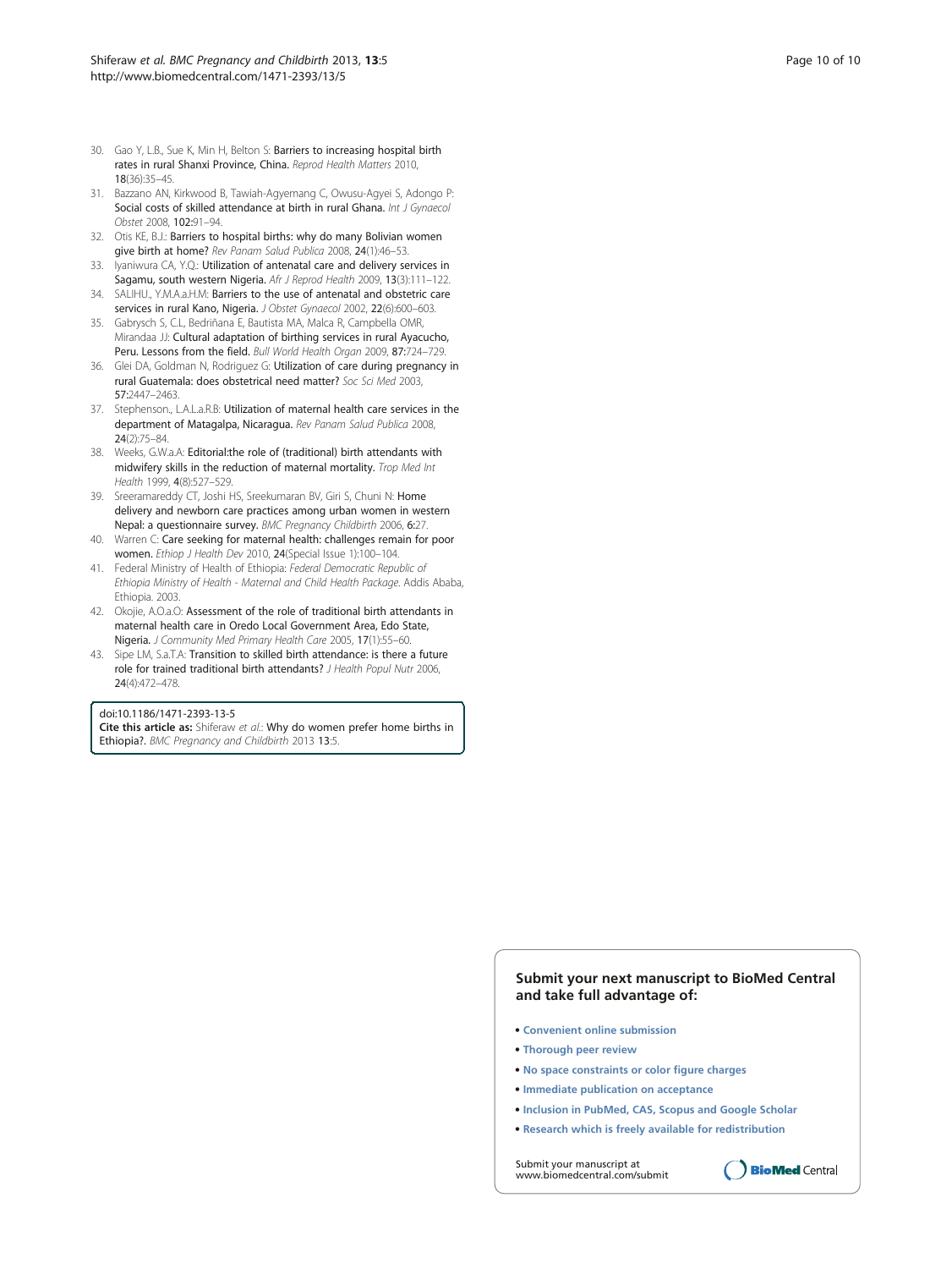30. Gao Y, L.B., Sue K, Min H, Belton S: **Barriers to increasing hospital birth rates in rural Shanxi Province, China.** *Reprod Health Matters* 2010, **18**(36):35–45.
31. Bazzano AN, Kirkwood B, Tawiah-Agyemang C, Owusu-Agyei S, Adongo P: **Social costs of skilled attendance at birth in rural Ghana.** *Int J Gynaecol Obstet* 2008, **102:**91–94.
32. Otis KE, B.J.: **Barriers to hospital births: why do many Bolivian women give birth at home?** *Rev Panam Salud Publica* 2008, **24**(1):46–53.
33. Iyaniwura CA, Y.Q.: **Utilization of antenatal care and delivery services in Sagamu, south western Nigeria.** *Afr J Reprod Health* 2009, **13**(3):111–122.
34. SALIHU., Y.M.A.a.H.M: **Barriers to the use of antenatal and obstetric care services in rural Kano, Nigeria.** *J Obstet Gynaecol* 2002, **22**(6):600–603.
35. Gabrysch S, C.L, Bedriñana E, Bautista MA, Malca R, Campbella OMR, Mirandaa JJ: **Cultural adaptation of birthing services in rural Ayacucho, Peru. Lessons from the field.** *Bull World Health Organ* 2009, **87:**724–729.
36. Glei DA, Goldman N, Rodriguez G: **Utilization of care during pregnancy in rural Guatemala: does obstetrical need matter?** *Soc Sci Med* 2003, **57:**2447–2463.
37. Stephenson., L.A.L.a.R.B: **Utilization of maternal health care services in the department of Matagalpa, Nicaragua.** *Rev Panam Salud Publica* 2008, **24**(2):75–84.
38. Weeks, G.W.a.A: **Editorial:the role of (traditional) birth attendants with midwifery skills in the reduction of maternal mortality.** *Trop Med Int Health* 1999, **4**(8):527–529.
39. Sreeramareddy CT, Joshi HS, Sreekumaran BV, Giri S, Chuni N: **Home delivery and newborn care practices among urban women in western Nepal: a questionnaire survey.** *BMC Pregnancy Childbirth* 2006, **6:**27.
40. Warren C: **Care seeking for maternal health: challenges remain for poor women.** *Ethiop J Health Dev* 2010, **24**(Special Issue 1):100–104.
41. Federal Ministry of Health of Ethiopia: *Federal Democratic Republic of Ethiopia Ministry of Health - Maternal and Child Health Package.* Addis Ababa, Ethiopia. 2003.
42. Okojie, A.O.a.O: **Assessment of the role of traditional birth attendants in maternal health care in Oredo Local Government Area, Edo State, Nigeria.** *J Community Med Primary Health Care* 2005, **17**(1):55–60.
43. Sipe LM, S.a.T.A: **Transition to skilled birth attendance: is there a future role for trained traditional birth attendants?** *J Health Popul Nutr* 2006, **24**(4):472–478.

doi:10.1186/1471-2393-13-5
**Cite this article as:** Shiferaw *et al.*: Why do women prefer home births in Ethiopia?. *BMC Pregnancy and Childbirth* 2013 **13**:5.

**Submit your next manuscript to BioMed Central and take full advantage of:**

- **Convenient online submission**
- **Thorough peer review**
- **No space constraints or color figure charges**
- **Immediate publication on acceptance**
- **Inclusion in PubMed, CAS, Scopus and Google Scholar**
- **Research which is freely available for redistribution**

Submit your manuscript at
www.biomedcentral.com/submit